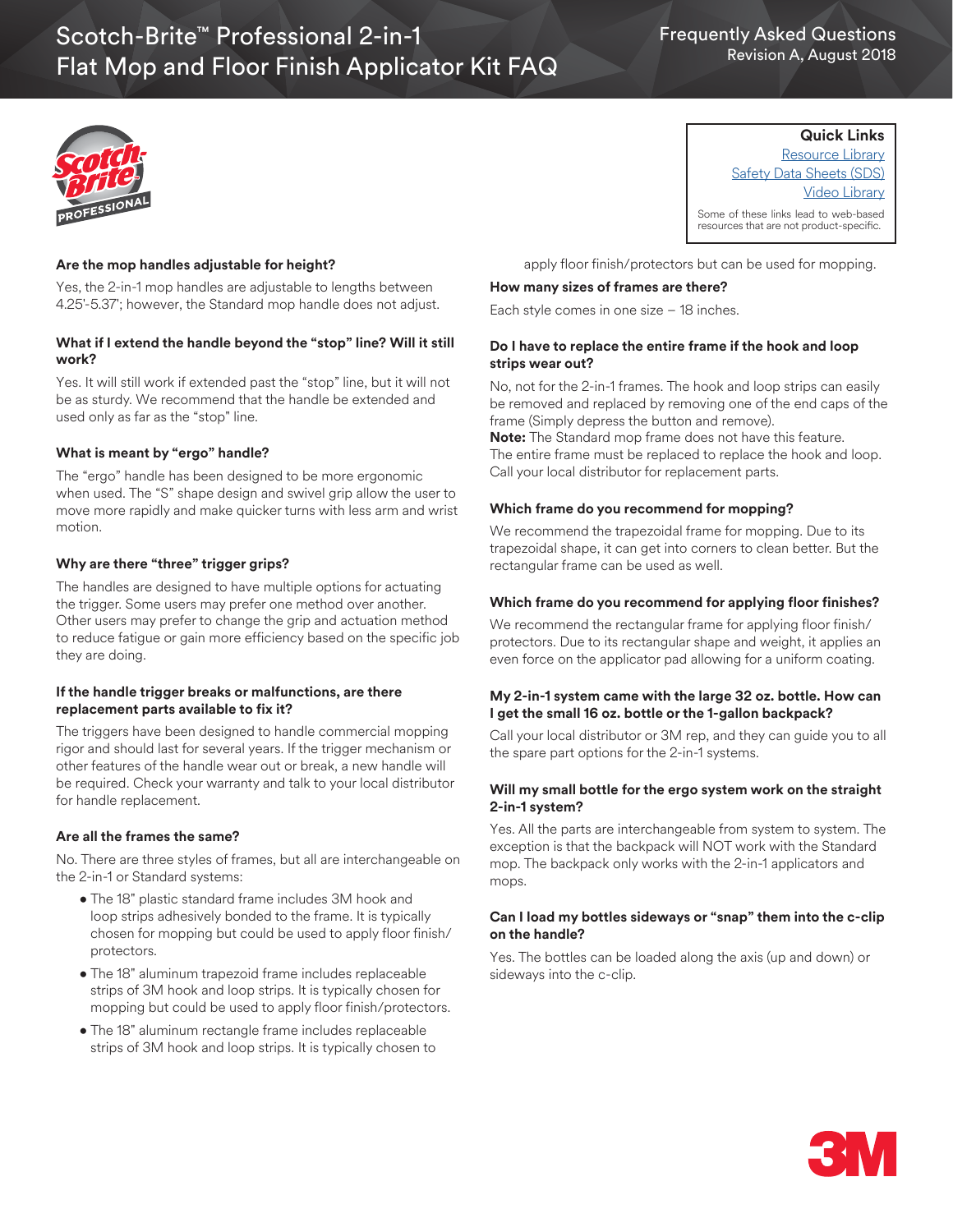# Scotch-Brite™ Professional 2-in-1 Flat Mop and Floor Finish Applicator Kit FAQ

Frequently Asked Questions
Revision A, August 2018

**Quick Links**
Resource Library
Safety Data Sheets (SDS)
Video Library

Some of these links lead to web-based resources that are not product-specific.

### Are the mop handles adjustable for height?

Yes, the 2-in-1 mop handles are adjustable to lengths between 4.25'-5.37'; however, the Standard mop handle does not adjust.

### What if I extend the handle beyond the "stop" line? Will it still work?

Yes. It will still work if extended past the "stop" line, but it will not be as sturdy. We recommend that the handle be extended and used only as far as the "stop" line.

### What is meant by "ergo" handle?

The "ergo" handle has been designed to be more ergonomic when used. The "S" shape design and swivel grip allow the user to move more rapidly and make quicker turns with less arm and wrist motion.

### Why are there "three" trigger grips?

The handles are designed to have multiple options for actuating the trigger. Some users may prefer one method over another. Other users may prefer to change the grip and actuation method to reduce fatigue or gain more efficiency based on the specific job they are doing.

### If the handle trigger breaks or malfunctions, are there replacement parts available to fix it?

The triggers have been designed to handle commercial mopping rigor and should last for several years. If the trigger mechanism or other features of the handle wear out or break, a new handle will be required. Check your warranty and talk to your local distributor for handle replacement.

### Are all the frames the same?

No. There are three styles of frames, but all are interchangeable on the 2-in-1 or Standard systems:

- The 18" plastic standard frame includes 3M hook and loop strips adhesively bonded to the frame. It is typically chosen for mopping but could be used to apply floor finish/protectors.
- The 18" aluminum trapezoid frame includes replaceable strips of 3M hook and loop strips. It is typically chosen for mopping but could be used to apply floor finish/protectors.
- The 18" aluminum rectangle frame includes replaceable strips of 3M hook and loop strips. It is typically chosen to apply floor finish/protectors but can be used for mopping.

### How many sizes of frames are there?

Each style comes in one size – 18 inches.

### Do I have to replace the entire frame if the hook and loop strips wear out?

No, not for the 2-in-1 frames. The hook and loop strips can easily be removed and replaced by removing one of the end caps of the frame (Simply depress the button and remove).
**Note:** The Standard mop frame does not have this feature. The entire frame must be replaced to replace the hook and loop. Call your local distributor for replacement parts.

### Which frame do you recommend for mopping?

We recommend the trapezoidal frame for mopping. Due to its trapezoidal shape, it can get into corners to clean better. But the rectangular frame can be used as well.

### Which frame do you recommend for applying floor finishes?

We recommend the rectangular frame for applying floor finish/protectors. Due to its rectangular shape and weight, it applies an even force on the applicator pad allowing for a uniform coating.

### My 2-in-1 system came with the large 32 oz. bottle. How can I get the small 16 oz. bottle or the 1-gallon backpack?

Call your local distributor or 3M rep, and they can guide you to all the spare part options for the 2-in-1 systems.

### Will my small bottle for the ergo system work on the straight 2-in-1 system?

Yes. All the parts are interchangeable from system to system. The exception is that the backpack will NOT work with the Standard mop. The backpack only works with the 2-in-1 applicators and mops.

### Can I load my bottles sideways or "snap" them into the c-clip on the handle?

Yes. The bottles can be loaded along the axis (up and down) or sideways into the c-clip.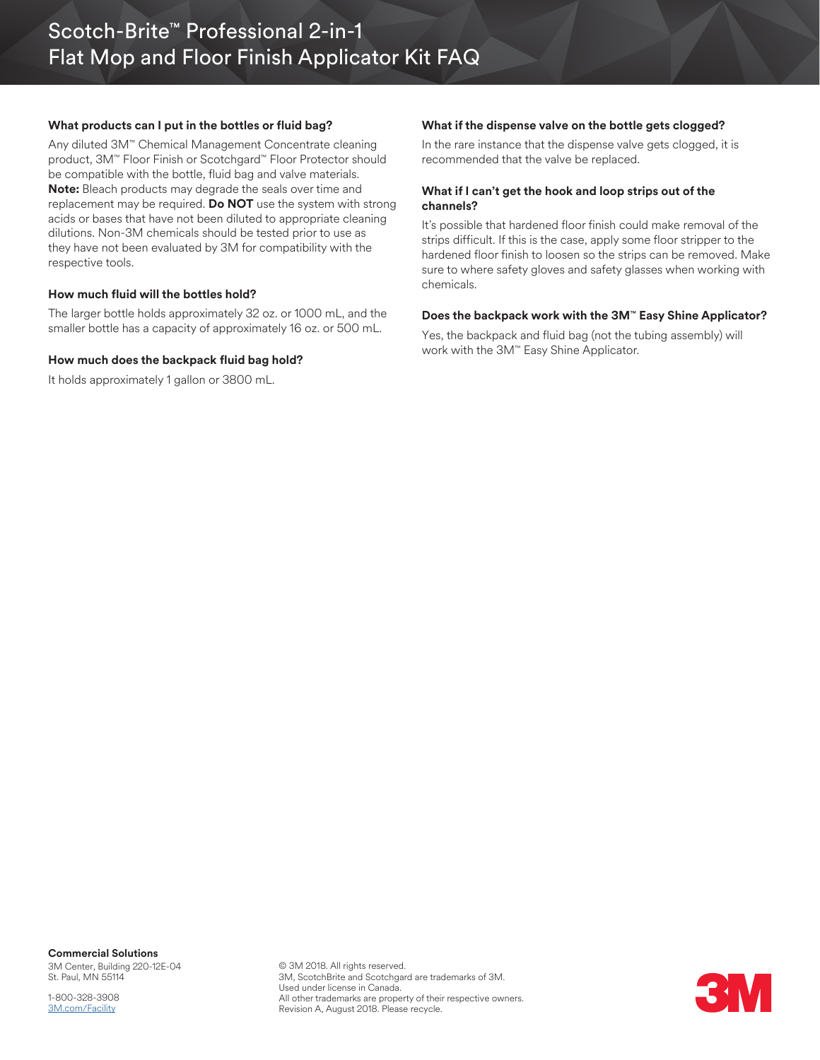# Scotch-Brite™ Professional 2-in-1 Flat Mop and Floor Finish Applicator Kit FAQ

**What products can I put in the bottles or fluid bag?**

Any diluted 3M™ Chemical Management Concentrate cleaning product, 3M™ Floor Finish or Scotchgard™ Floor Protector should be compatible with the bottle, fluid bag and valve materials. **Note:** Bleach products may degrade the seals over time and replacement may be required. **Do NOT** use the system with strong acids or bases that have not been diluted to appropriate cleaning dilutions. Non-3M chemicals should be tested prior to use as they have not been evaluated by 3M for compatibility with the respective tools.

**How much fluid will the bottles hold?**

The larger bottle holds approximately 32 oz. or 1000 mL, and the smaller bottle has a capacity of approximately 16 oz. or 500 mL.

**How much does the backpack fluid bag hold?**

It holds approximately 1 gallon or 3800 mL.

**What if the dispense valve on the bottle gets clogged?**

In the rare instance that the dispense valve gets clogged, it is recommended that the valve be replaced.

**What if I can't get the hook and loop strips out of the channels?**

It's possible that hardened floor finish could make removal of the strips difficult. If this is the case, apply some floor stripper to the hardened floor finish to loosen so the strips can be removed. Make sure to where safety gloves and safety glasses when working with chemicals.

**Does the backpack work with the 3M™ Easy Shine Applicator?**

Yes, the backpack and fluid bag (not the tubing assembly) will work with the 3M™ Easy Shine Applicator.

**Commercial Solutions**
3M Center, Building 220-12E-04
St. Paul, MN 55114

1-800-328-3908
3M.com/Facility

© 3M 2018. All rights reserved.
3M, ScotchBrite and Scotchgard are trademarks of 3M.
Used under license in Canada.
All other trademarks are property of their respective owners.
Revision A, August 2018. Please recycle.

3M